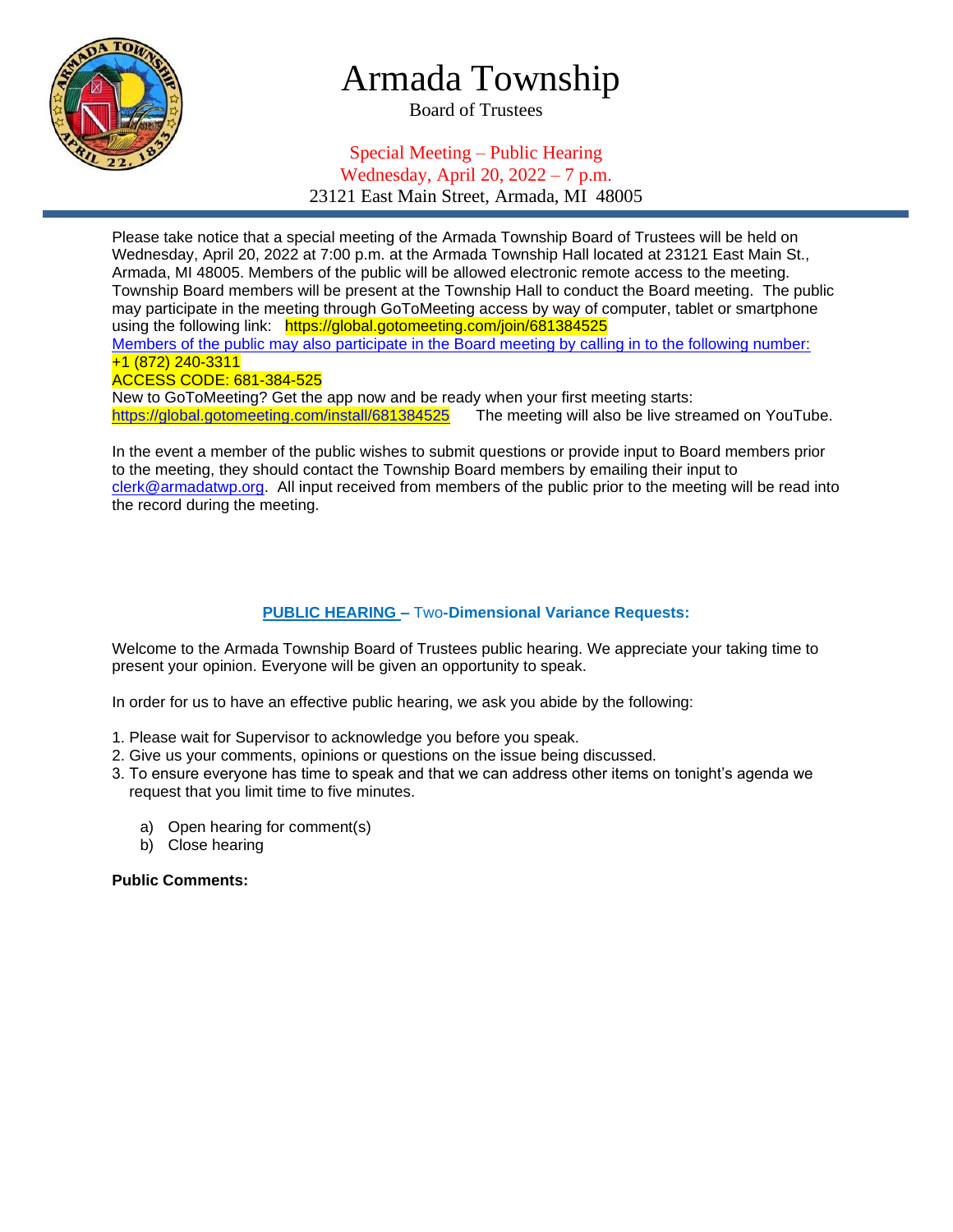# Armada Township

Board of Trustees

Special Meeting – Public Hearing
Wednesday, April 20, 2022 – 7 p.m.
23121 East Main Street, Armada, MI 48005

---

Please take notice that a special meeting of the Armada Township Board of Trustees will be held on Wednesday, April 20, 2022 at 7:00 p.m. at the Armada Township Hall located at 23121 East Main St., Armada, MI 48005. Members of the public will be allowed electronic remote access to the meeting. Township Board members will be present at the Township Hall to conduct the Board meeting. The public may participate in the meeting through GoToMeeting access by way of computer, tablet or smartphone using the following link: https://global.gotomeeting.com/join/681384525
Members of the public may also participate in the Board meeting by calling in to the following number:
+1 (872) 240-3311
ACCESS CODE: 681-384-525
New to GoToMeeting? Get the app now and be ready when your first meeting starts:
https://global.gotomeeting.com/install/681384525 The meeting will also be live streamed on YouTube.

In the event a member of the public wishes to submit questions or provide input to Board members prior to the meeting, they should contact the Township Board members by emailing their input to clerk@armadatwp.org. All input received from members of the public prior to the meeting will be read into the record during the meeting.

**PUBLIC HEARING – Two-Dimensional Variance Requests:**

Welcome to the Armada Township Board of Trustees public hearing. We appreciate your taking time to present your opinion. Everyone will be given an opportunity to speak.

In order for us to have an effective public hearing, we ask you abide by the following:

1. Please wait for Supervisor to acknowledge you before you speak.
2. Give us your comments, opinions or questions on the issue being discussed.
3. To ensure everyone has time to speak and that we can address other items on tonight's agenda we request that you limit time to five minutes.

   a) Open hearing for comment(s)
   b) Close hearing

**Public Comments:**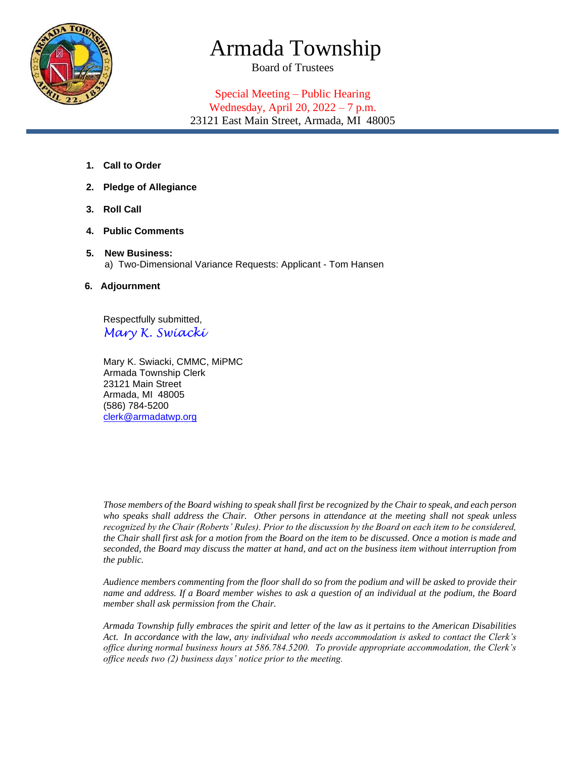# Armada Township

Board of Trustees

Special Meeting – Public Hearing
Wednesday, April 20, 2022 – 7 p.m.
23121 East Main Street, Armada, MI 48005

1. **Call to Order**
2. **Pledge of Allegiance**
3. **Roll Call**
4. **Public Comments**
5. **New Business:**
   a) Two-Dimensional Variance Requests: Applicant - Tom Hansen
6. **Adjournment**

Respectfully submitted,
*Mary K. Swiacki*

Mary K. Swiacki, CMMC, MiPMC
Armada Township Clerk
23121 Main Street
Armada, MI 48005
(586) 784-5200
clerk@armadatwp.org

*Those members of the Board wishing to speak shall first be recognized by the Chair to speak, and each person who speaks shall address the Chair. Other persons in attendance at the meeting shall not speak unless recognized by the Chair (Roberts' Rules). Prior to the discussion by the Board on each item to be considered, the Chair shall first ask for a motion from the Board on the item to be discussed. Once a motion is made and seconded, the Board may discuss the matter at hand, and act on the business item without interruption from the public.*

*Audience members commenting from the floor shall do so from the podium and will be asked to provide their name and address. If a Board member wishes to ask a question of an individual at the podium, the Board member shall ask permission from the Chair.*

*Armada Township fully embraces the spirit and letter of the law as it pertains to the American Disabilities Act. In accordance with the law, any individual who needs accommodation is asked to contact the Clerk's office during normal business hours at 586.784.5200. To provide appropriate accommodation, the Clerk's office needs two (2) business days' notice prior to the meeting.*